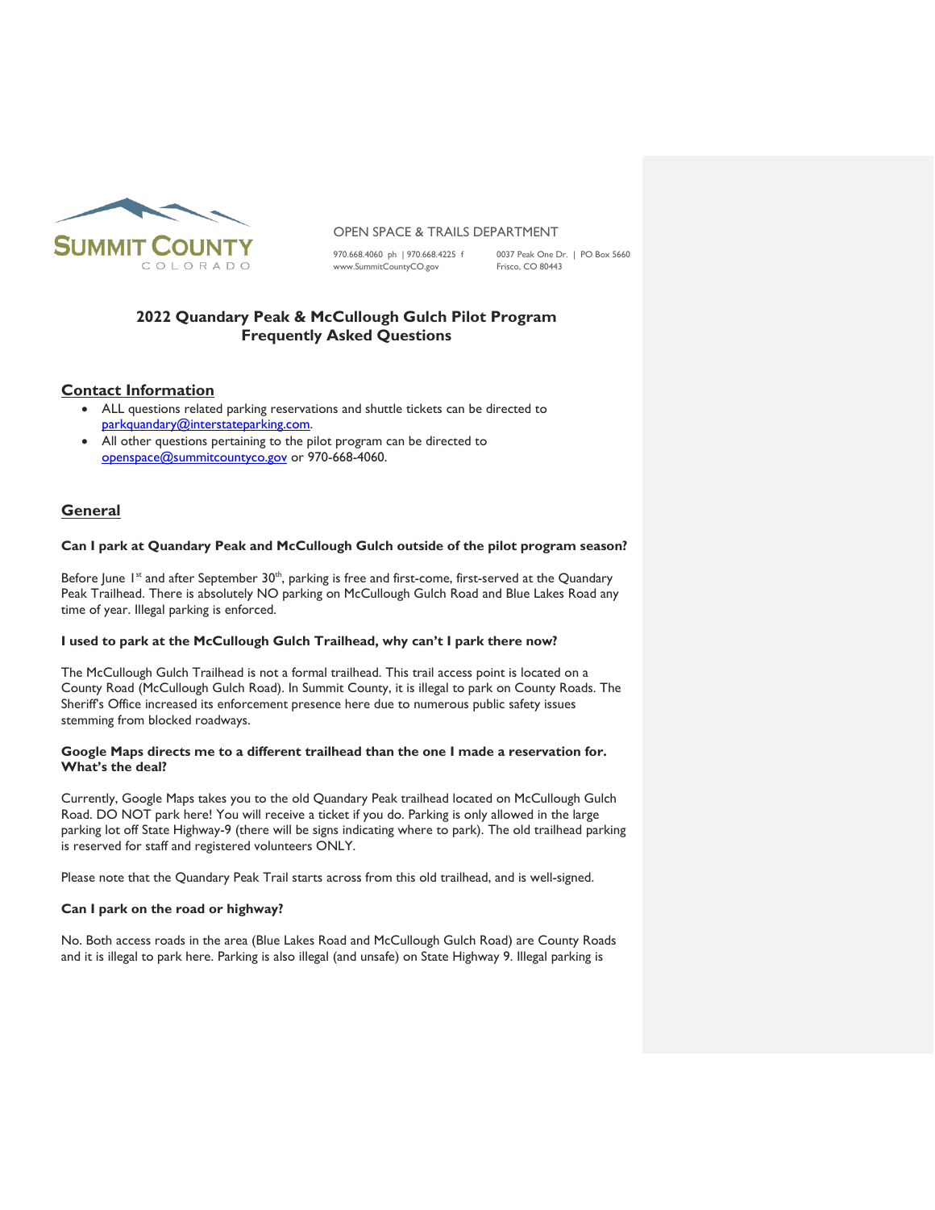SUMMIT COUNTY
COLORADO

OPEN SPACE & TRAILS DEPARTMENT

970.668.4060 ph | 970.668.4225 f
www.SummitCountyCO.gov

0037 Peak One Dr. | PO Box 5660
Frisco, CO 80443

# 2022 Quandary Peak & McCullough Gulch Pilot Program Frequently Asked Questions

## Contact Information

- ALL questions related parking reservations and shuttle tickets can be directed to parkquandary@interstateparking.com.
- All other questions pertaining to the pilot program can be directed to openspace@summitcountyco.gov or 970-668-4060.

## General

**Can I park at Quandary Peak and McCullough Gulch outside of the pilot program season?**

Before June 1st and after September 30th, parking is free and first-come, first-served at the Quandary Peak Trailhead. There is absolutely NO parking on McCullough Gulch Road and Blue Lakes Road any time of year. Illegal parking is enforced.

**I used to park at the McCullough Gulch Trailhead, why can't I park there now?**

The McCullough Gulch Trailhead is not a formal trailhead. This trail access point is located on a County Road (McCullough Gulch Road). In Summit County, it is illegal to park on County Roads. The Sheriff's Office increased its enforcement presence here due to numerous public safety issues stemming from blocked roadways.

**Google Maps directs me to a different trailhead than the one I made a reservation for. What's the deal?**

Currently, Google Maps takes you to the old Quandary Peak trailhead located on McCullough Gulch Road. DO NOT park here! You will receive a ticket if you do. Parking is only allowed in the large parking lot off State Highway-9 (there will be signs indicating where to park). The old trailhead parking is reserved for staff and registered volunteers ONLY.

Please note that the Quandary Peak Trail starts across from this old trailhead, and is well-signed.

**Can I park on the road or highway?**

No. Both access roads in the area (Blue Lakes Road and McCullough Gulch Road) are County Roads and it is illegal to park here. Parking is also illegal (and unsafe) on State Highway 9. Illegal parking is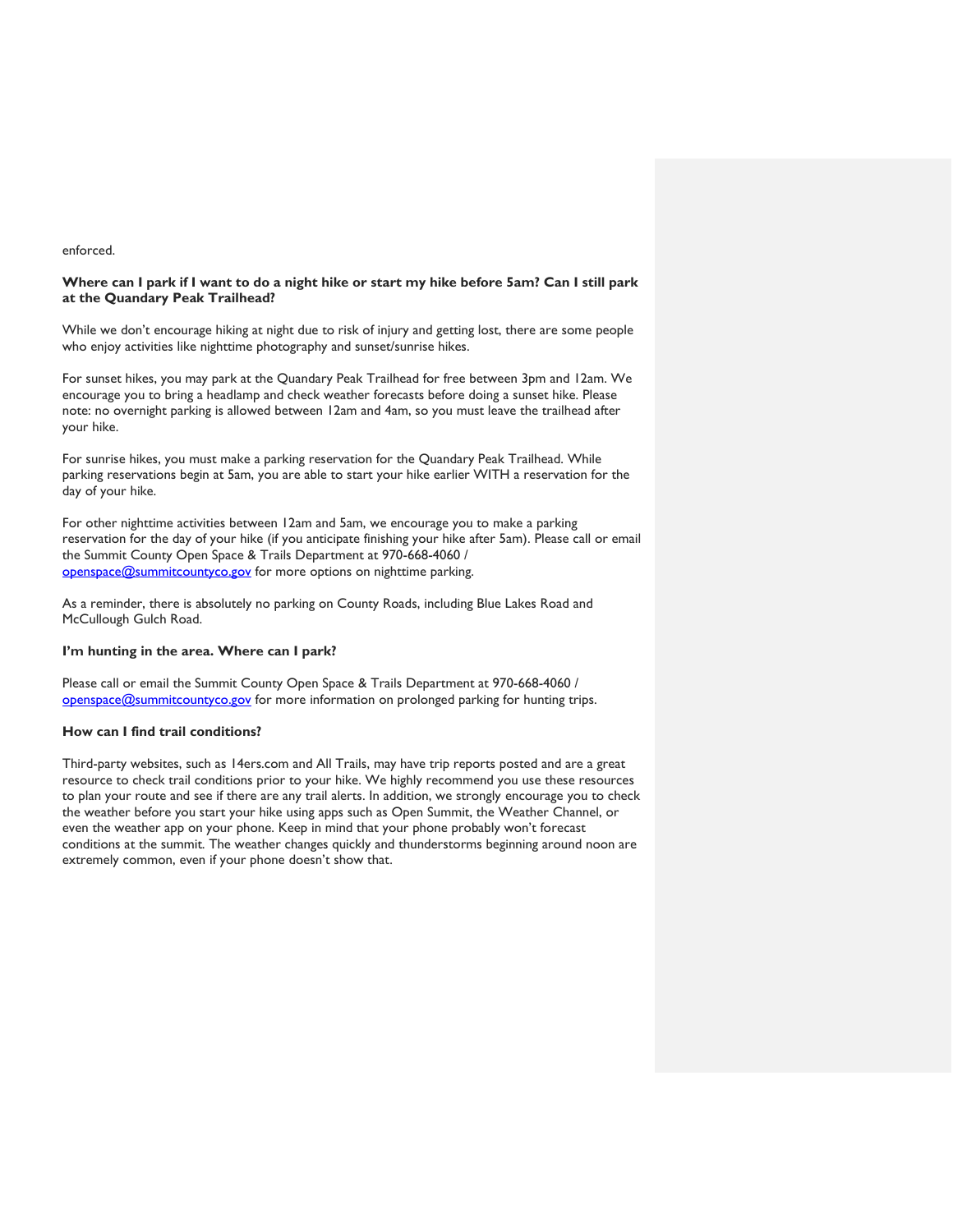enforced.

**Where can I park if I want to do a night hike or start my hike before 5am? Can I still park at the Quandary Peak Trailhead?**

While we don't encourage hiking at night due to risk of injury and getting lost, there are some people who enjoy activities like nighttime photography and sunset/sunrise hikes.

For sunset hikes, you may park at the Quandary Peak Trailhead for free between 3pm and 12am. We encourage you to bring a headlamp and check weather forecasts before doing a sunset hike. Please note: no overnight parking is allowed between 12am and 4am, so you must leave the trailhead after your hike.

For sunrise hikes, you must make a parking reservation for the Quandary Peak Trailhead. While parking reservations begin at 5am, you are able to start your hike earlier WITH a reservation for the day of your hike.

For other nighttime activities between 12am and 5am, we encourage you to make a parking reservation for the day of your hike (if you anticipate finishing your hike after 5am). Please call or email the Summit County Open Space & Trails Department at 970-668-4060 / [openspace@summitcountyco.gov](mailto:openspace@summitcountyco.gov) for more options on nighttime parking.

As a reminder, there is absolutely no parking on County Roads, including Blue Lakes Road and McCullough Gulch Road.

**I'm hunting in the area. Where can I park?**

Please call or email the Summit County Open Space & Trails Department at 970-668-4060 / [openspace@summitcountyco.gov](mailto:openspace@summitcountyco.gov) for more information on prolonged parking for hunting trips.

**How can I find trail conditions?**

Third-party websites, such as 14ers.com and All Trails, may have trip reports posted and are a great resource to check trail conditions prior to your hike. We highly recommend you use these resources to plan your route and see if there are any trail alerts. In addition, we strongly encourage you to check the weather before you start your hike using apps such as Open Summit, the Weather Channel, or even the weather app on your phone. Keep in mind that your phone probably won't forecast conditions at the summit. The weather changes quickly and thunderstorms beginning around noon are extremely common, even if your phone doesn't show that.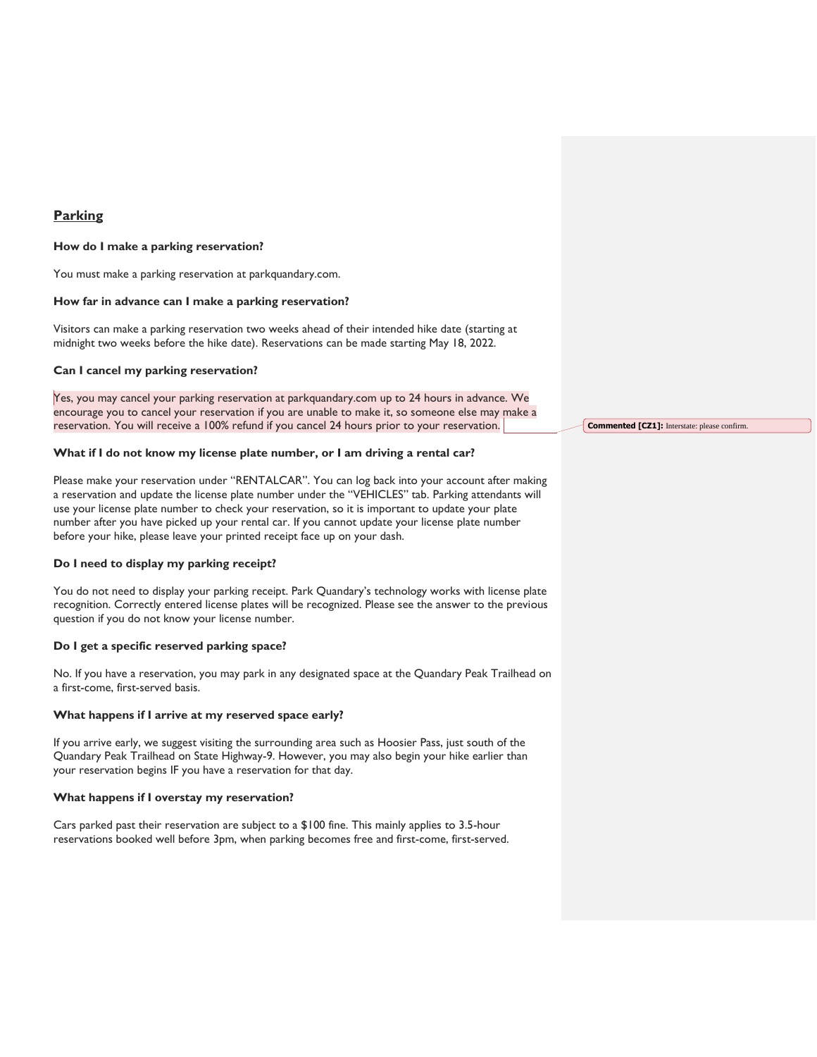## Parking

**How do I make a parking reservation?**

You must make a parking reservation at parkquandary.com.

**How far in advance can I make a parking reservation?**

Visitors can make a parking reservation two weeks ahead of their intended hike date (starting at midnight two weeks before the hike date). Reservations can be made starting May 18, 2022.

**Can I cancel my parking reservation?**

Yes, you may cancel your parking reservation at parkquandary.com up to 24 hours in advance. We encourage you to cancel your reservation if you are unable to make it, so someone else may make a reservation. You will receive a 100% refund if you cancel 24 hours prior to your reservation.

**Commented [CZ1]:** Interstate: please confirm.

**What if I do not know my license plate number, or I am driving a rental car?**

Please make your reservation under "RENTALCAR". You can log back into your account after making a reservation and update the license plate number under the "VEHICLES" tab. Parking attendants will use your license plate number to check your reservation, so it is important to update your plate number after you have picked up your rental car. If you cannot update your license plate number before your hike, please leave your printed receipt face up on your dash.

**Do I need to display my parking receipt?**

You do not need to display your parking receipt. Park Quandary's technology works with license plate recognition. Correctly entered license plates will be recognized. Please see the answer to the previous question if you do not know your license number.

**Do I get a specific reserved parking space?**

No. If you have a reservation, you may park in any designated space at the Quandary Peak Trailhead on a first-come, first-served basis.

**What happens if I arrive at my reserved space early?**

If you arrive early, we suggest visiting the surrounding area such as Hoosier Pass, just south of the Quandary Peak Trailhead on State Highway-9. However, you may also begin your hike earlier than your reservation begins IF you have a reservation for that day.

**What happens if I overstay my reservation?**

Cars parked past their reservation are subject to a $100 fine. This mainly applies to 3.5-hour reservations booked well before 3pm, when parking becomes free and first-come, first-served.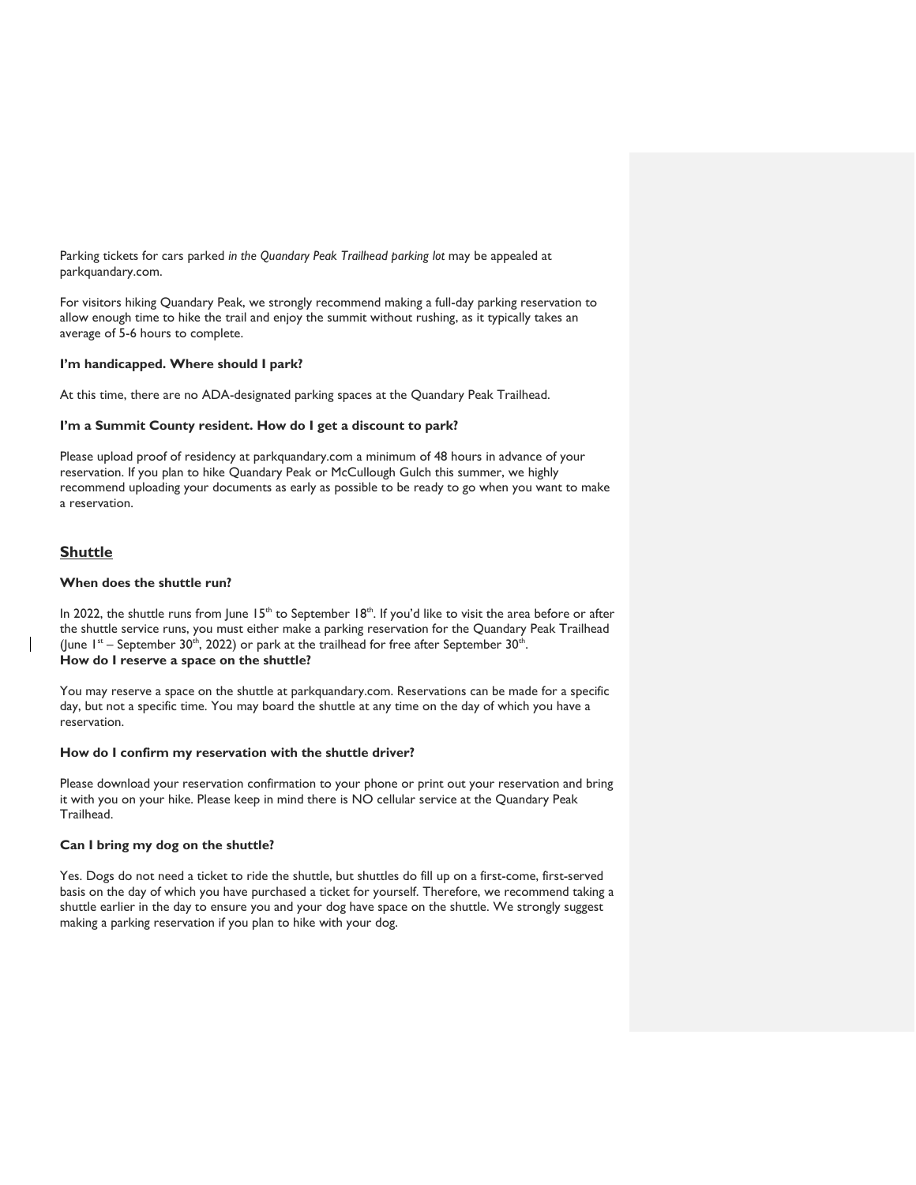Parking tickets for cars parked *in the Quandary Peak Trailhead parking lot* may be appealed at parkquandary.com.

For visitors hiking Quandary Peak, we strongly recommend making a full-day parking reservation to allow enough time to hike the trail and enjoy the summit without rushing, as it typically takes an average of 5-6 hours to complete.

**I'm handicapped. Where should I park?**

At this time, there are no ADA-designated parking spaces at the Quandary Peak Trailhead.

**I'm a Summit County resident. How do I get a discount to park?**

Please upload proof of residency at parkquandary.com a minimum of 48 hours in advance of your reservation. If you plan to hike Quandary Peak or McCullough Gulch this summer, we highly recommend uploading your documents as early as possible to be ready to go when you want to make a reservation.

## Shuttle

**When does the shuttle run?**

In 2022, the shuttle runs from June 15th to September 18th. If you'd like to visit the area before or after the shuttle service runs, you must either make a parking reservation for the Quandary Peak Trailhead (June 1st – September 30th, 2022) or park at the trailhead for free after September 30th.

**How do I reserve a space on the shuttle?**

You may reserve a space on the shuttle at parkquandary.com. Reservations can be made for a specific day, but not a specific time. You may board the shuttle at any time on the day of which you have a reservation.

**How do I confirm my reservation with the shuttle driver?**

Please download your reservation confirmation to your phone or print out your reservation and bring it with you on your hike. Please keep in mind there is NO cellular service at the Quandary Peak Trailhead.

**Can I bring my dog on the shuttle?**

Yes. Dogs do not need a ticket to ride the shuttle, but shuttles do fill up on a first-come, first-served basis on the day of which you have purchased a ticket for yourself. Therefore, we recommend taking a shuttle earlier in the day to ensure you and your dog have space on the shuttle. We strongly suggest making a parking reservation if you plan to hike with your dog.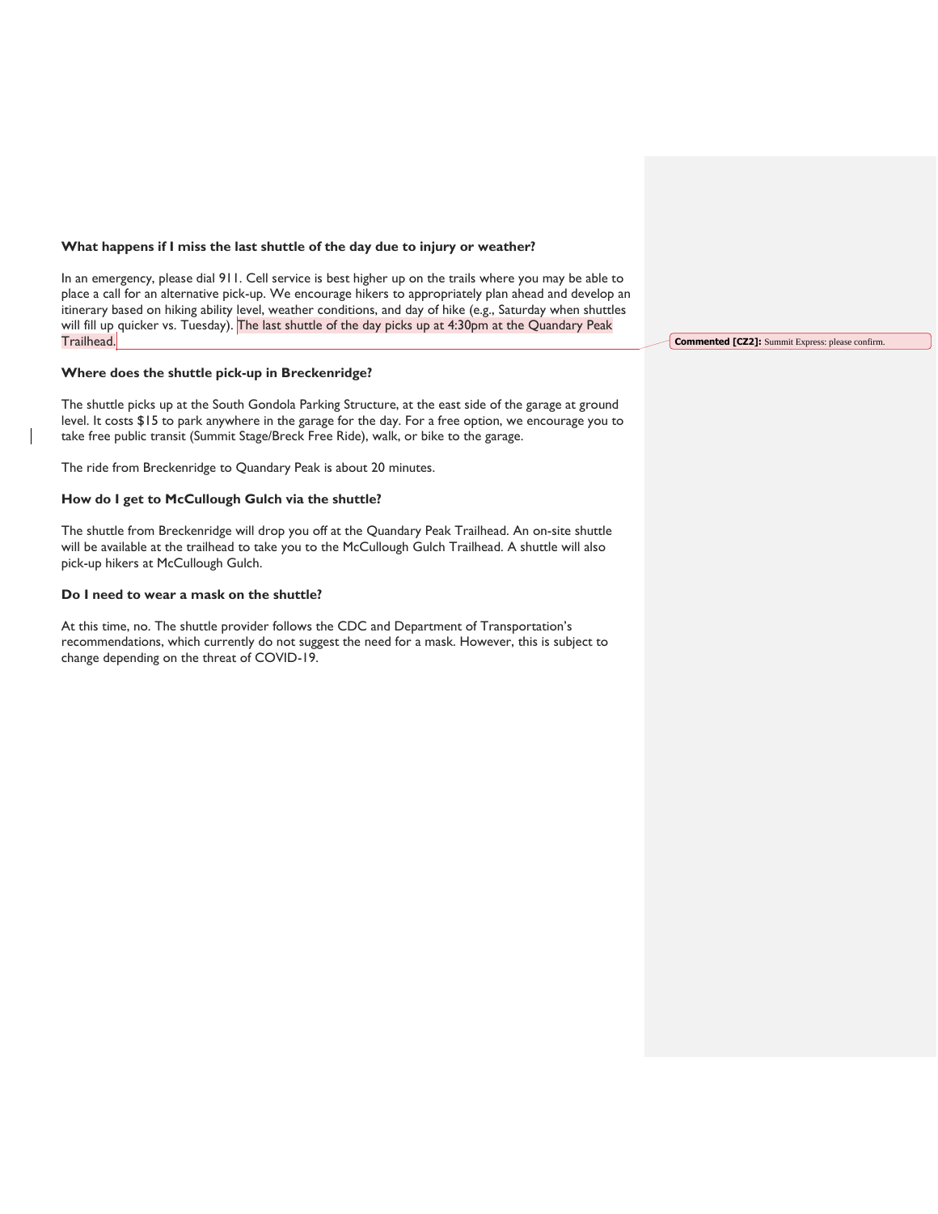### What happens if I miss the last shuttle of the day due to injury or weather?

In an emergency, please dial 911. Cell service is best higher up on the trails where you may be able to place a call for an alternative pick-up. We encourage hikers to appropriately plan ahead and develop an itinerary based on hiking ability level, weather conditions, and day of hike (e.g., Saturday when shuttles will fill up quicker vs. Tuesday). The last shuttle of the day picks up at 4:30pm at the Quandary Peak Trailhead.

**Commented [CZ2]:** Summit Express: please confirm.

### Where does the shuttle pick-up in Breckenridge?

The shuttle picks up at the South Gondola Parking Structure, at the east side of the garage at ground level. It costs $15 to park anywhere in the garage for the day. For a free option, we encourage you to take free public transit (Summit Stage/Breck Free Ride), walk, or bike to the garage.

The ride from Breckenridge to Quandary Peak is about 20 minutes.

### How do I get to McCullough Gulch via the shuttle?

The shuttle from Breckenridge will drop you off at the Quandary Peak Trailhead. An on-site shuttle will be available at the trailhead to take you to the McCullough Gulch Trailhead. A shuttle will also pick-up hikers at McCullough Gulch.

### Do I need to wear a mask on the shuttle?

At this time, no. The shuttle provider follows the CDC and Department of Transportation's recommendations, which currently do not suggest the need for a mask. However, this is subject to change depending on the threat of COVID-19.